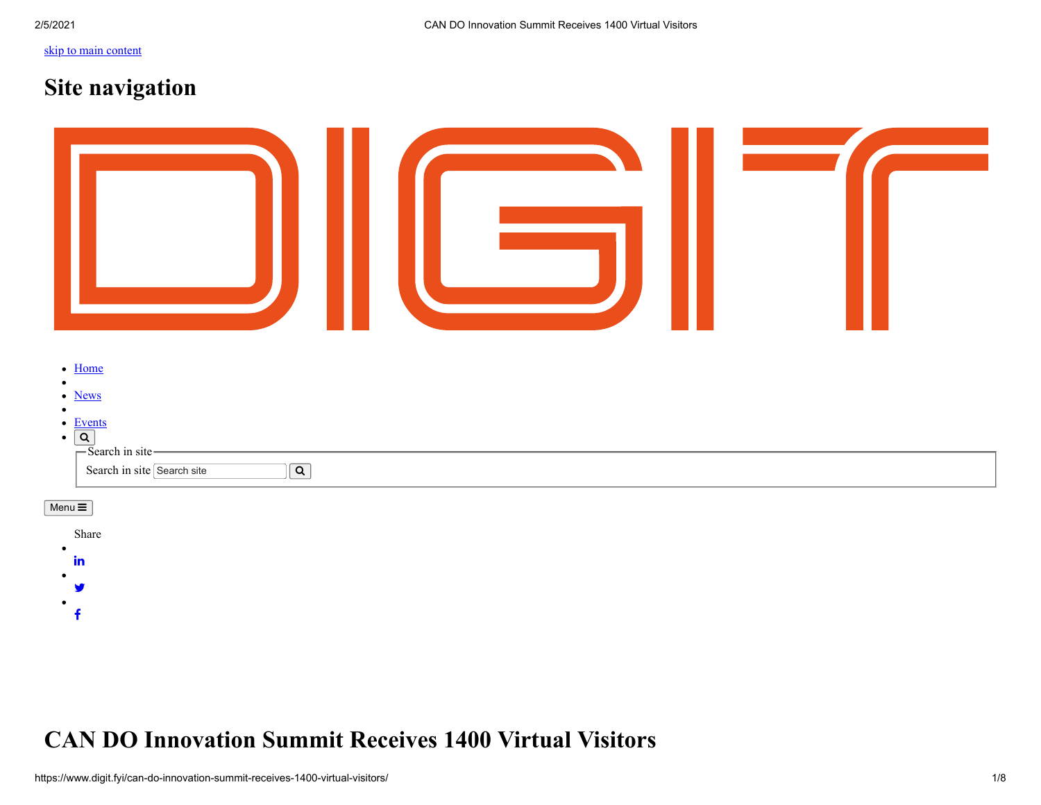skip to main content

# Site navigation

DIGIT

- Home
- 
- News
- 
- Events
- 

Search in site

Search in site

Menu

Share

- 
- 
- 

# CAN DO Innovation Summit Receives 1400 Virtual Visitors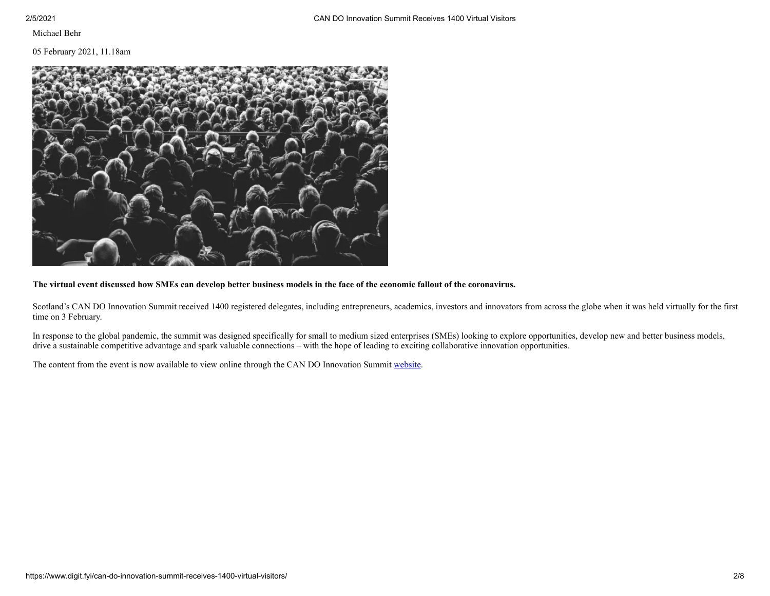Michael Behr

05 February 2021, 11.18am

**The virtual event discussed how SMEs can develop better business models in the face of the economic fallout of the coronavirus.**

Scotland's CAN DO Innovation Summit received 1400 registered delegates, including entrepreneurs, academics, investors and innovators from across the globe when it was held virtually for the first time on 3 February.

In response to the global pandemic, the summit was designed specifically for small to medium sized enterprises (SMEs) looking to explore opportunities, develop new and better business models, drive a sustainable competitive advantage and spark valuable connections – with the hope of leading to exciting collaborative innovation opportunities.

The content from the event is now available to view online through the CAN DO Innovation Summit website.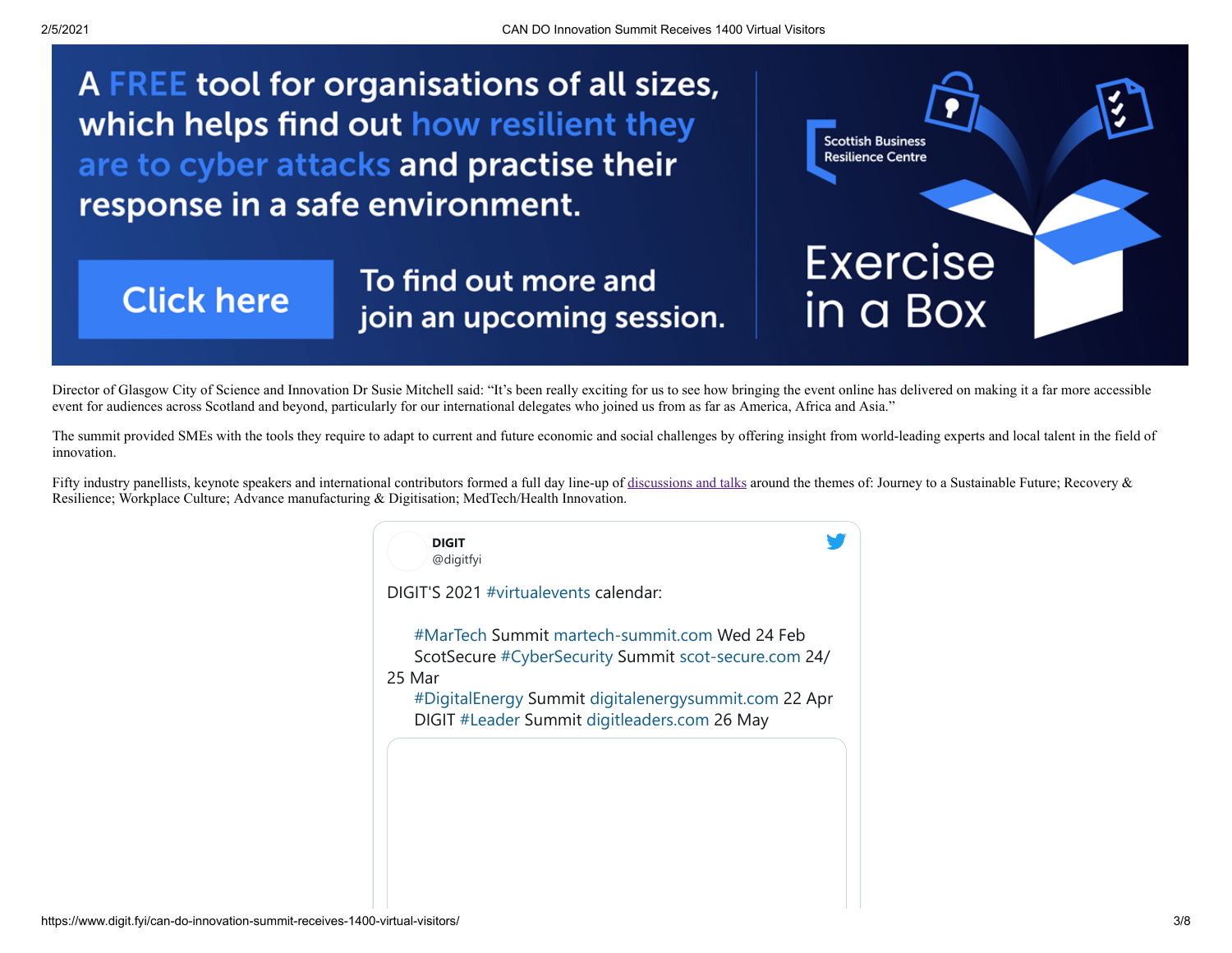A FREE tool for organisations of all sizes, which helps find out how resilient they are to cyber attacks and practise their response in a safe environment.

Click here

To find out more and join an upcoming session.

Scottish Business Resilience Centre

Exercise in a Box

Director of Glasgow City of Science and Innovation Dr Susie Mitchell said: "It's been really exciting for us to see how bringing the event online has delivered on making it a far more accessible event for audiences across Scotland and beyond, particularly for our international delegates who joined us from as far as America, Africa and Asia."

The summit provided SMEs with the tools they require to adapt to current and future economic and social challenges by offering insight from world-leading experts and local talent in the field of innovation.

Fifty industry panellists, keynote speakers and international contributors formed a full day line-up of [discussions and talks] around the themes of: Journey to a Sustainable Future; Recovery & Resilience; Workplace Culture; Advance manufacturing & Digitisation; MedTech/Health Innovation.

> **DIGIT**
> @digitfyi
>
> DIGIT'S 2021 #virtualevents calendar:
>
> #MarTech Summit martech-summit.com Wed 24 Feb
> ScotSecure #CyberSecurity Summit scot-secure.com 24/25 Mar
> #DigitalEnergy Summit digitalenergysummit.com 22 Apr
> DIGIT #Leader Summit digitleaders.com 26 May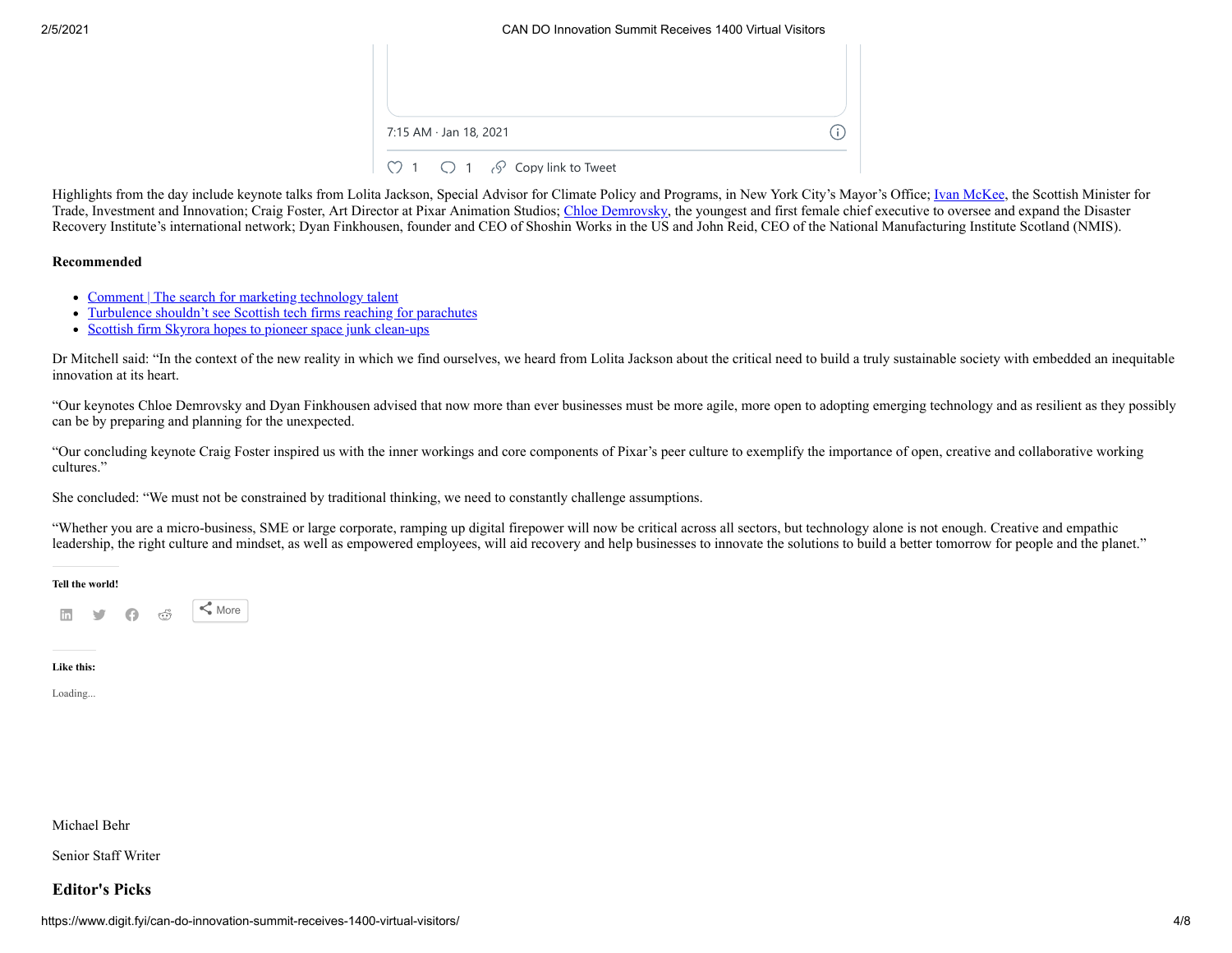7:15 AM · Jan 18, 2021

1 1 Copy link to Tweet

Highlights from the day include keynote talks from Lolita Jackson, Special Advisor for Climate Policy and Programs, in New York City's Mayor's Office; [Ivan McKee](), the Scottish Minister for Trade, Investment and Innovation; Craig Foster, Art Director at Pixar Animation Studios; [Chloe Demrovsky](), the youngest and first female chief executive to oversee and expand the Disaster Recovery Institute's international network; Dyan Finkhousen, founder and CEO of Shoshin Works in the US and John Reid, CEO of the National Manufacturing Institute Scotland (NMIS).

**Recommended**

- [Comment | The search for marketing technology talent]()
- [Turbulence shouldn't see Scottish tech firms reaching for parachutes]()
- [Scottish firm Skyrora hopes to pioneer space junk clean-ups]()

Dr Mitchell said: "In the context of the new reality in which we find ourselves, we heard from Lolita Jackson about the critical need to build a truly sustainable society with embedded an inequitable innovation at its heart.

"Our keynotes Chloe Demrovsky and Dyan Finkhousen advised that now more than ever businesses must be more agile, more open to adopting emerging technology and as resilient as they possibly can be by preparing and planning for the unexpected.

"Our concluding keynote Craig Foster inspired us with the inner workings and core components of Pixar's peer culture to exemplify the importance of open, creative and collaborative working cultures."

She concluded: "We must not be constrained by traditional thinking, we need to constantly challenge assumptions.

"Whether you are a micro-business, SME or large corporate, ramping up digital firepower will now be critical across all sectors, but technology alone is not enough. Creative and empathic leadership, the right culture and mindset, as well as empowered employees, will aid recovery and help businesses to innovate the solutions to build a better tomorrow for people and the planet."

**Tell the world!**

More

**Like this:**

Loading...

Michael Behr

Senior Staff Writer

## Editor's Picks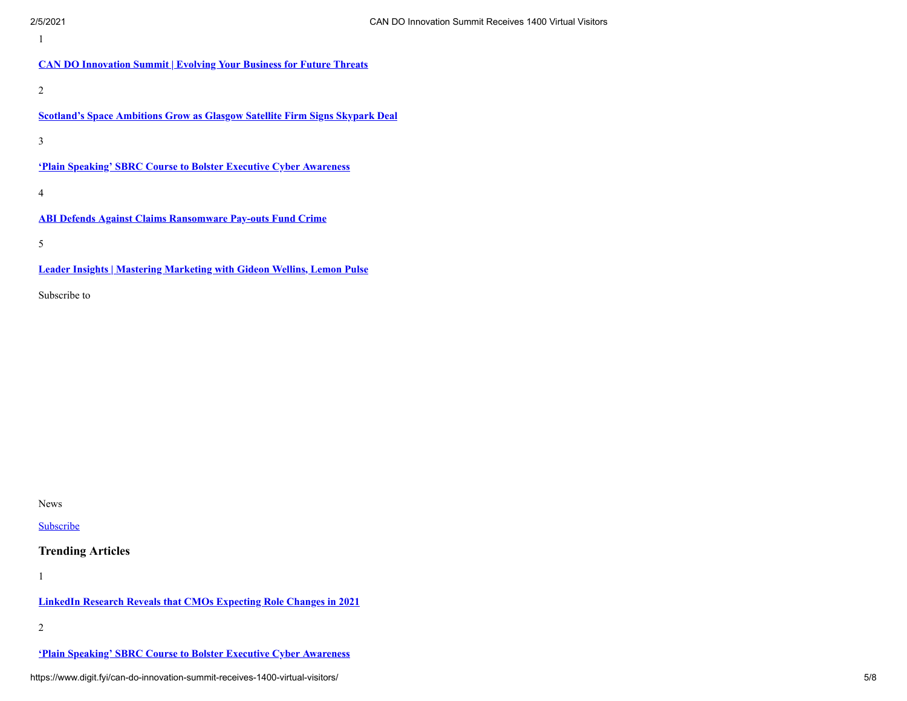1

**[CAN DO Innovation Summit | Evolving Your Business for Future Threats]()**

2

**[Scotland's Space Ambitions Grow as Glasgow Satellite Firm Signs Skypark Deal]()**

3

**['Plain Speaking' SBRC Course to Bolster Executive Cyber Awareness]()**

4

**[ABI Defends Against Claims Ransomware Pay-outs Fund Crime]()**

5

**[Leader Insights | Mastering Marketing with Gideon Wellins, Lemon Pulse]()**

Subscribe to

News

[Subscribe]()

### Trending Articles

1

**[LinkedIn Research Reveals that CMOs Expecting Role Changes in 2021]()**

2

**['Plain Speaking' SBRC Course to Bolster Executive Cyber Awareness]()**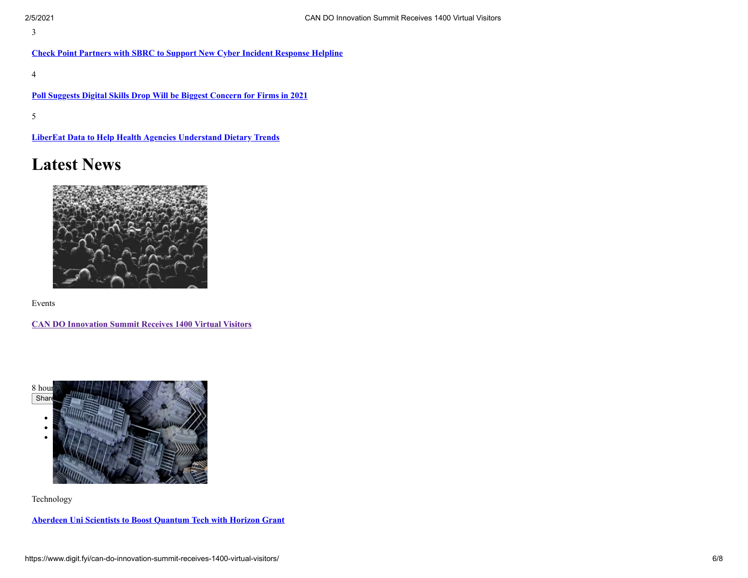3

[**Check Point Partners with SBRC to Support New Cyber Incident Response Helpline**]

4

[**Poll Suggests Digital Skills Drop Will be Biggest Concern for Firms in 2021**]

5

[**LiberEat Data to Help Health Agencies Understand Dietary Trends**]

# Latest News

Events

[**CAN DO Innovation Summit Receives 1400 Virtual Visitors**]

8 hour

Share

- 
- 
- 

Technology

[**Aberdeen Uni Scientists to Boost Quantum Tech with Horizon Grant**]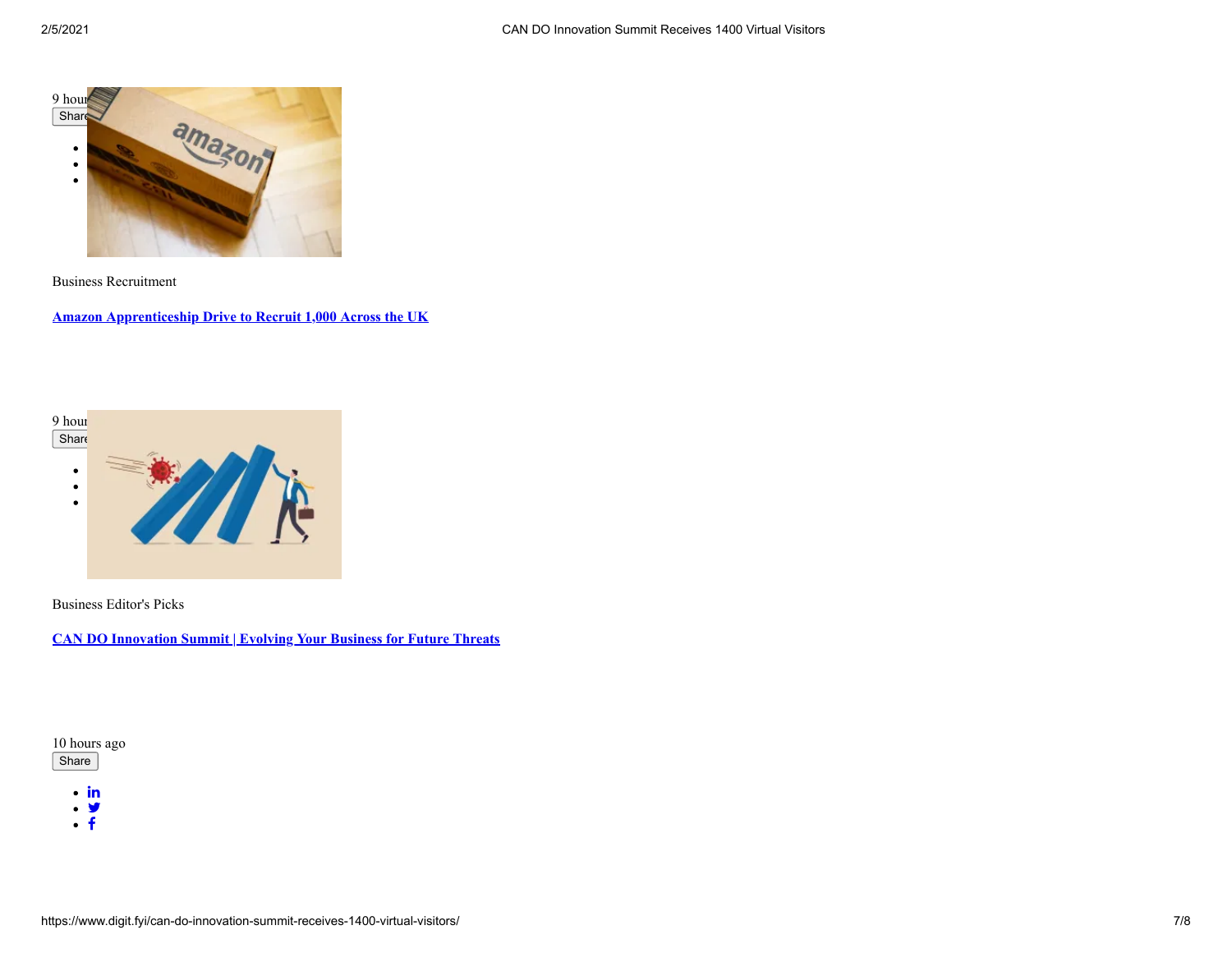9 hours ago

Share

Business Recruitment

**[Amazon Apprenticeship Drive to Recruit 1,000 Across the UK]()**

9 hours ago

Share

Business Editor's Picks

**[CAN DO Innovation Summit | Evolving Your Business for Future Threats]()**

10 hours ago

Share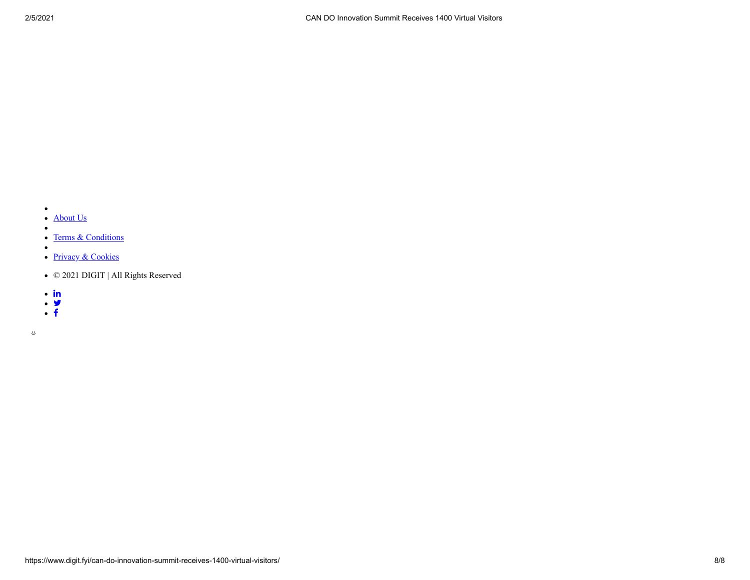- About Us
- Terms & Conditions
- Privacy & Cookies

- © 2021 DIGIT | All Rights Reserved